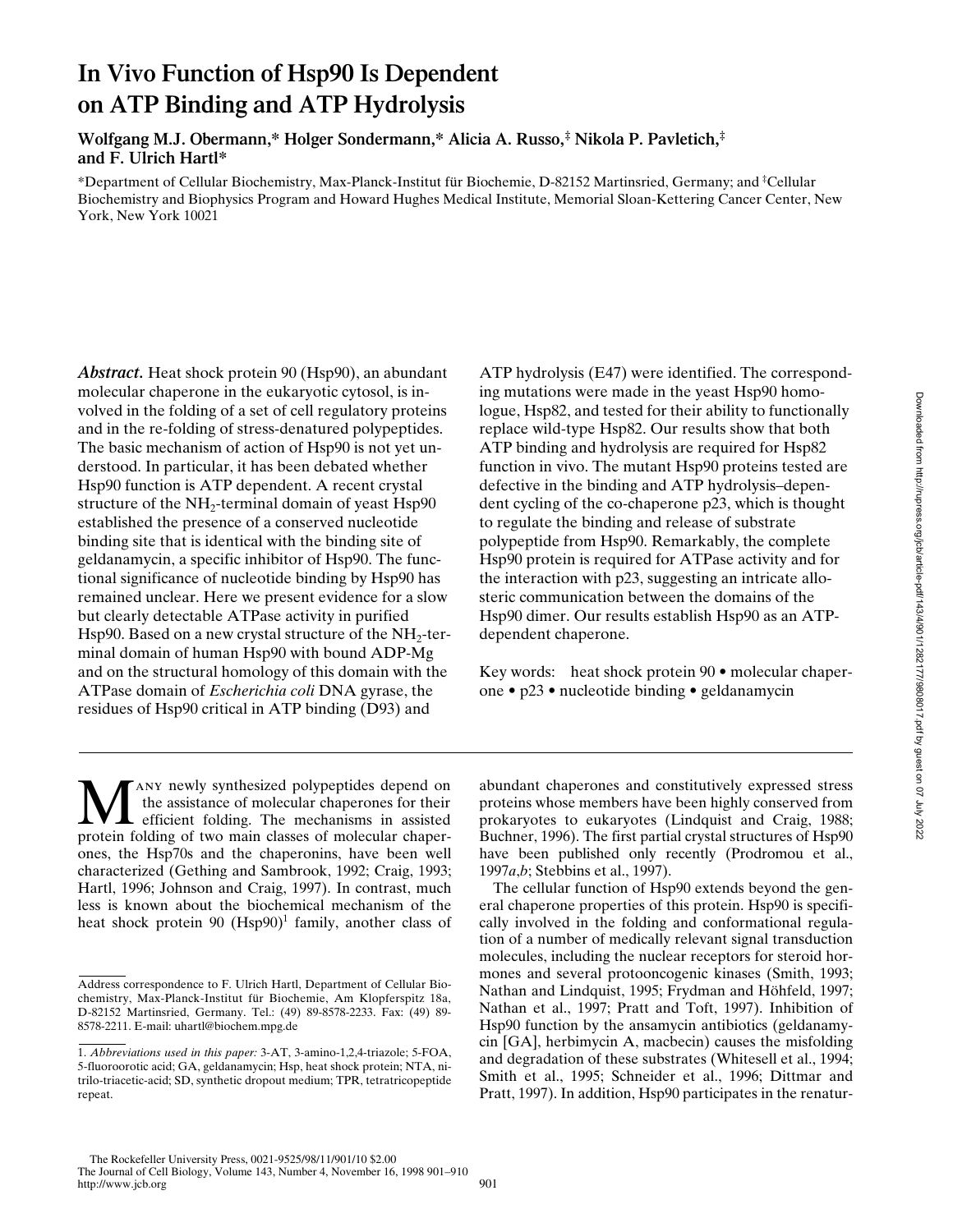# In Vivo Function of Hsp90 Is Dependent on ATP Binding and ATP Hydrolysis

**Wolfgang M.J. Obermann,* Holger Sondermann,* Alicia A. Russo,‡ Nikola P. Pavletich,‡ and F. Ulrich Hartl***

*Department of Cellular Biochemistry, Max-Planck-Institut für Biochemie, D-82152 Martinsried, Germany; and ‡Cellular Biochemistry and Biophysics Program and Howard Hughes Medical Institute, Memorial Sloan-Kettering Cancer Center, New York, New York 10021

***Abstract.*** Heat shock protein 90 (Hsp90), an abundant molecular chaperone in the eukaryotic cytosol, is involved in the folding of a set of cell regulatory proteins and in the re-folding of stress-denatured polypeptides. The basic mechanism of action of Hsp90 is not yet understood. In particular, it has been debated whether Hsp90 function is ATP dependent. A recent crystal structure of the $NH_2$-terminal domain of yeast Hsp90 established the presence of a conserved nucleotide binding site that is identical with the binding site of geldanamycin, a specific inhibitor of Hsp90. The functional significance of nucleotide binding by Hsp90 has remained unclear. Here we present evidence for a slow but clearly detectable ATPase activity in purified Hsp90. Based on a new crystal structure of the $NH_2$-terminal domain of human Hsp90 with bound ADP-Mg and on the structural homology of this domain with the ATPase domain of *Escherichia coli* DNA gyrase, the residues of Hsp90 critical in ATP binding (D93) and ATP hydrolysis (E47) were identified. The corresponding mutations were made in the yeast Hsp90 homologue, Hsp82, and tested for their ability to functionally replace wild-type Hsp82. Our results show that both ATP binding and hydrolysis are required for Hsp82 function in vivo. The mutant Hsp90 proteins tested are defective in the binding and ATP hydrolysis–dependent cycling of the co-chaperone p23, which is thought to regulate the binding and release of substrate polypeptide from Hsp90. Remarkably, the complete Hsp90 protein is required for ATPase activity and for the interaction with p23, suggesting an intricate allosteric communication between the domains of the Hsp90 dimer. Our results establish Hsp90 as an ATP-dependent chaperone.

Key words: heat shock protein 90 • molecular chaperone • p23 • nucleotide binding • geldanamycin

Many newly synthesized polypeptides depend on the assistance of molecular chaperones for their efficient folding. The mechanisms in assisted protein folding of two main classes of molecular chaperones, the Hsp70s and the chaperonins, have been well characterized (Gething and Sambrook, 1992; Craig, 1993; Hartl, 1996; Johnson and Craig, 1997). In contrast, much less is known about the biochemical mechanism of the heat shock protein 90 (Hsp90)[1] family, another class of abundant chaperones and constitutively expressed stress proteins whose members have been highly conserved from prokaryotes to eukaryotes (Lindquist and Craig, 1988; Buchner, 1996). The first partial crystal structures of Hsp90 have been published only recently (Prodromou et al., 1997*a*,*b*; Stebbins et al., 1997).

The cellular function of Hsp90 extends beyond the general chaperone properties of this protein. Hsp90 is specifically involved in the folding and conformational regulation of a number of medically relevant signal transduction molecules, including the nuclear receptors for steroid hormones and several protooncogenic kinases (Smith, 1993; Nathan and Lindquist, 1995; Frydman and Höhfeld, 1997; Nathan et al., 1997; Pratt and Toft, 1997). Inhibition of Hsp90 function by the ansamycin antibiotics (geldanamycin [GA], herbimycin A, macbecin) causes the misfolding and degradation of these substrates (Whitesell et al., 1994; Smith et al., 1995; Schneider et al., 1996; Dittmar and Pratt, 1997). In addition, Hsp90 participates in the renatur-

---

Address correspondence to F. Ulrich Hartl, Department of Cellular Biochemistry, Max-Planck-Institut für Biochemie, Am Klopferspitz 18a, D-82152 Martinsried, Germany. Tel.: (49) 89-8578-2233. Fax: (49) 89-8578-2211. E-mail: uhartl@biochem.mpg.de

1. *Abbreviations used in this paper:* 3-AT, 3-amino-1,2,4-triazole; 5-FOA, 5-fluoroorotic acid; GA, geldanamycin; Hsp, heat shock protein; NTA, nitrilo-triacetic-acid; SD, synthetic dropout medium; TPR, tetratricopeptide repeat.

The Rockefeller University Press, 0021-9525/98/11/901/10 $2.00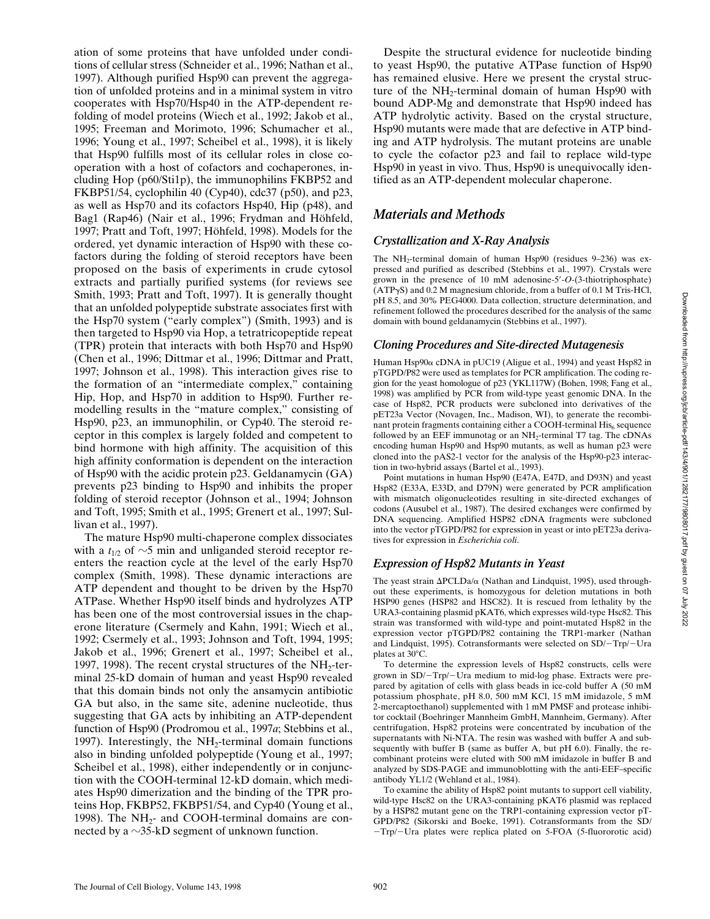ation of some proteins that have unfolded under conditions of cellular stress (Schneider et al., 1996; Nathan et al., 1997). Although purified Hsp90 can prevent the aggregation of unfolded proteins and in a minimal system in vitro cooperates with Hsp70/Hsp40 in the ATP-dependent refolding of model proteins (Wiech et al., 1992; Jakob et al., 1995; Freeman and Morimoto, 1996; Schumacher et al., 1996; Young et al., 1997; Scheibel et al., 1998), it is likely that Hsp90 fulfills most of its cellular roles in close cooperation with a host of cofactors and cochaperones, including Hop (p60/Sti1p), the immunophilins FKBP52 and FKBP51/54, cyclophilin 40 (Cyp40), cdc37 (p50), and p23, as well as Hsp70 and its cofactors Hsp40, Hip (p48), and Bag1 (Rap46) (Nair et al., 1996; Frydman and Höhfeld, 1997; Pratt and Toft, 1997; Höhfeld, 1998). Models for the ordered, yet dynamic interaction of Hsp90 with these cofactors during the folding of steroid receptors have been proposed on the basis of experiments in crude cytosol extracts and partially purified systems (for reviews see Smith, 1993; Pratt and Toft, 1997). It is generally thought that an unfolded polypeptide substrate associates first with the Hsp70 system ("early complex") (Smith, 1993) and is then targeted to Hsp90 via Hop, a tetratricopeptide repeat (TPR) protein that interacts with both Hsp70 and Hsp90 (Chen et al., 1996; Dittmar et al., 1996; Dittmar and Pratt, 1997; Johnson et al., 1998). This interaction gives rise to the formation of an "intermediate complex," containing Hip, Hop, and Hsp70 in addition to Hsp90. Further remodelling results in the "mature complex," consisting of Hsp90, p23, an immunophilin, or Cyp40. The steroid receptor in this complex is largely folded and competent to bind hormone with high affinity. The acquisition of this high affinity conformation is dependent on the interaction of Hsp90 with the acidic protein p23. Geldanamycin (GA) prevents p23 binding to Hsp90 and inhibits the proper folding of steroid receptor (Johnson et al., 1994; Johnson and Toft, 1995; Smith et al., 1995; Grenert et al., 1997; Sullivan et al., 1997).

The mature Hsp90 multi-chaperone complex dissociates with a $t_{1/2}$ of ~5 min and unliganded steroid receptor reenters the reaction cycle at the level of the early Hsp70 complex (Smith, 1998). These dynamic interactions are ATP dependent and thought to be driven by the Hsp70 ATPase. Whether Hsp90 itself binds and hydrolyzes ATP has been one of the most controversial issues in the chaperone literature (Csermely and Kahn, 1991; Wiech et al., 1992; Csermely et al., 1993; Johnson and Toft, 1994, 1995; Jakob et al., 1996; Grenert et al., 1997; Scheibel et al., 1997, 1998). The recent crystal structures of the $NH_2$-terminal 25-kD domain of human and yeast Hsp90 revealed that this domain binds not only the ansamycin antibiotic GA but also, in the same site, adenine nucleotide, thus suggesting that GA acts by inhibiting an ATP-dependent function of Hsp90 (Prodromou et al., 1997*a*; Stebbins et al., 1997). Interestingly, the $NH_2$-terminal domain functions also in binding unfolded polypeptide (Young et al., 1997; Scheibel et al., 1998), either independently or in conjunction with the COOH-terminal 12-kD domain, which mediates Hsp90 dimerization and the binding of the TPR proteins Hop, FKBP52, FKBP51/54, and Cyp40 (Young et al., 1998). The $NH_2$- and COOH-terminal domains are connected by a ~35-kD segment of unknown function.

Despite the structural evidence for nucleotide binding to yeast Hsp90, the putative ATPase function of Hsp90 has remained elusive. Here we present the crystal structure of the $NH_2$-terminal domain of human Hsp90 with bound ADP-Mg and demonstrate that Hsp90 indeed has ATP hydrolytic activity. Based on the crystal structure, Hsp90 mutants were made that are defective in ATP binding and ATP hydrolysis. The mutant proteins are unable to cycle the cofactor p23 and fail to replace wild-type Hsp90 in yeast in vivo. Thus, Hsp90 is unequivocally identified as an ATP-dependent molecular chaperone.

## Materials and Methods

### Crystallization and X-Ray Analysis

The $NH_2$-terminal domain of human Hsp90 (residues 9–236) was expressed and purified as described (Stebbins et al., 1997). Crystals were grown in the presence of 10 mM adenosine-5′-*O*-(3-thiotriphosphate) (ATPγS) and 0.2 M magnesium chloride, from a buffer of 0.1 M Tris-HCl, pH 8.5, and 30% PEG4000. Data collection, structure determination, and refinement followed the procedures described for the analysis of the same domain with bound geldanamycin (Stebbins et al., 1997).

### Cloning Procedures and Site-directed Mutagenesis

Human Hsp90α cDNA in pUC19 (Aligue et al., 1994) and yeast Hsp82 in pTGPD/P82 were used as templates for PCR amplification. The coding region for the yeast homologue of p23 (YKL117W) (Bohen, 1998; Fang et al., 1998) was amplified by PCR from wild-type yeast genomic DNA. In the case of Hsp82, PCR products were subcloned into derivatives of the pET23a Vector (Novagen, Inc., Madison, WI), to generate the recombinant protein fragments containing either a COOH-terminal $His_6$ sequence followed by an EEF immunotag or an $NH_2$-terminal T7 tag. The cDNAs encoding human Hsp90 and Hsp90 mutants, as well as human p23 were cloned into the pAS2-1 vector for the analysis of the Hsp90-p23 interaction in two-hybrid assays (Bartel et al., 1993).

Point mutations in human Hsp90 (E47A, E47D, and D93N) and yeast Hsp82 (E33A, E33D, and D79N) were generated by PCR amplification with mismatch oligonucleotides resulting in site-directed exchanges of codons (Ausubel et al., 1987). The desired exchanges were confirmed by DNA sequencing. Amplified HSP82 cDNA fragments were subcloned into the vector pTGPD/P82 for expression in yeast or into pET23a derivatives for expression in *Escherichia coli*.

### Expression of Hsp82 Mutants in Yeast

The yeast strain ΔPCLDa/α (Nathan and Lindquist, 1995), used throughout these experiments, is homozygous for deletion mutations in both HSP90 genes (HSP82 and HSC82). It is rescued from lethality by the URA3-containing plasmid pKAT6, which expresses wild-type Hsc82. This strain was transformed with wild-type and point-mutated Hsp82 in the expression vector pTGPD/P82 containing the TRP1-marker (Nathan and Lindquist, 1995). Cotransformants were selected on SD/−Trp/−Ura plates at 30°C.

To determine the expression levels of Hsp82 constructs, cells were grown in SD/−Trp/−Ura medium to mid-log phase. Extracts were prepared by agitation of cells with glass beads in ice-cold buffer A (50 mM potassium phosphate, pH 8.0, 500 mM KCl, 15 mM imidazole, 5 mM 2-mercaptoethanol) supplemented with 1 mM PMSF and protease inhibitor cocktail (Boehringer Mannheim GmbH, Mannheim, Germany). After centrifugation, Hsp82 proteins were concentrated by incubation of the supernatants with Ni-NTA. The resin was washed with buffer A and subsequently with buffer B (same as buffer A, but pH 6.0). Finally, the recombinant proteins were eluted with 500 mM imidazole in buffer B and analyzed by SDS-PAGE and immunoblotting with the anti-EEF–specific antibody YL1/2 (Wehland et al., 1984).

To examine the ability of Hsp82 point mutants to support cell viability, wild-type Hsc82 on the URA3-containing pKAT6 plasmid was replaced by a HSP82 mutant gene on the TRP1-containing expression vector pTGPD/P82 (Sikorski and Boeke, 1991). Cotransformants from the SD/−Trp/−Ura plates were replica plated on 5-FOA (5-fluororotic acid)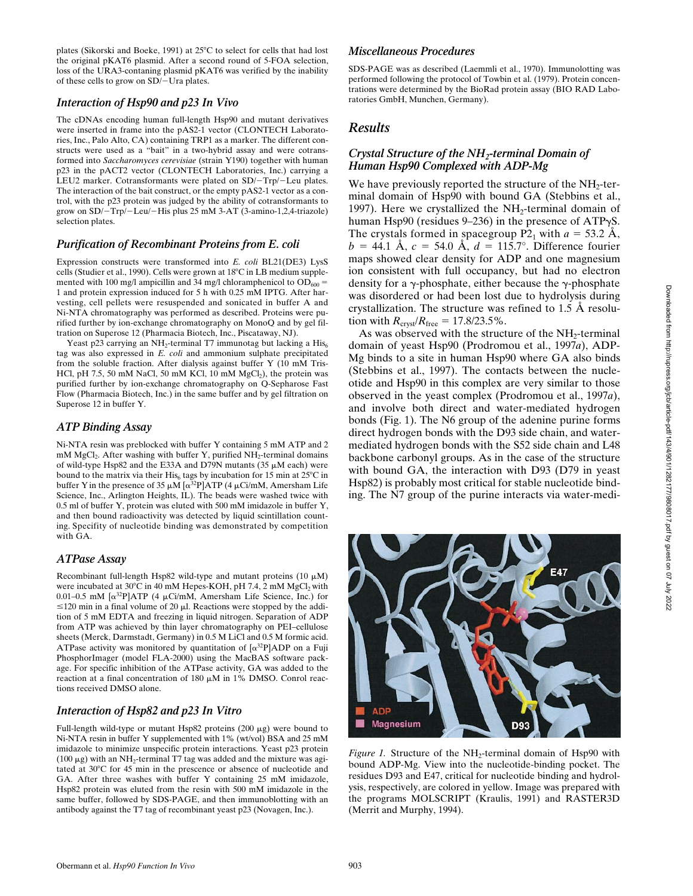plates (Sikorski and Boeke, 1991) at 25°C to select for cells that had lost the original pKAT6 plasmid. After a second round of 5-FOA selection, loss of the URA3-contaning plasmid pKAT6 was verified by the inability of these cells to grow on SD/−Ura plates.

### *Interaction of Hsp90 and p23 In Vivo*

The cDNAs encoding human full-length Hsp90 and mutant derivatives were inserted in frame into the pAS2-1 vector (CLONTECH Laboratories, Inc., Palo Alto, CA) containing TRP1 as a marker. The different constructs were used as a "bait" in a two-hybrid assay and were cotransformed into *Saccharomyces cerevisiae* (strain Y190) together with human p23 in the pACT2 vector (CLONTECH Laboratories, Inc.) carrying a LEU2 marker. Cotransformants were plated on SD/−Trp/−Leu plates. The interaction of the bait construct, or the empty pAS2-1 vector as a control, with the p23 protein was judged by the ability of cotransformants to grow on SD/−Trp/−Leu/−His plus 25 mM 3-AT (3-amino-1,2,4-triazole) selection plates.

### *Purification of Recombinant Proteins from E. coli*

Expression constructs were transformed into *E. coli* BL21(DE3) LysS cells (Studier et al., 1990). Cells were grown at 18°C in LB medium supplemented with 100 mg/l ampicillin and 34 mg/l chloramphenicol to $OD_{600}$ = 1 and protein expression induced for 5 h with 0.25 mM IPTG. After harvesting, cell pellets were resuspended and sonicated in buffer A and Ni-NTA chromatography was performed as described. Proteins were purified further by ion-exchange chromatography on MonoQ and by gel filtration on Superose 12 (Pharmacia Biotech, Inc., Piscataway, NJ).

Yeast p23 carrying an $NH_2$-terminal T7 immunotag but lacking a $His_6$ tag was also expressed in *E. coli* and ammonium sulphate precipitated from the soluble fraction. After dialysis against buffer Y (10 mM Tris-HCl, pH 7.5, 50 mM NaCl, 50 mM KCl, 10 mM $MgCl_2$), the protein was purified further by ion-exchange chromatography on Q-Sepharose Fast Flow (Pharmacia Biotech, Inc.) in the same buffer and by gel filtration on Superose 12 in buffer Y.

### *ATP Binding Assay*

Ni-NTA resin was preblocked with buffer Y containing 5 mM ATP and 2 mM $MgCl_2$. After washing with buffer Y, purified $NH_2$-terminal domains of wild-type Hsp82 and the E33A and D79N mutants (35 μM each) were bound to the matrix via their $His_6$ tags by incubation for 15 min at 25°C in buffer Y in the presence of 35 μM [$\alpha^{32}$P]ATP (4 μCi/mM, Amersham Life Science, Inc., Arlington Heights, IL). The beads were washed twice with 0.5 ml of buffer Y, protein was eluted with 500 mM imidazole in buffer Y, and then bound radioactivity was detected by liquid scintillation counting. Specifity of nucleotide binding was demonstrated by competition with GA.

### *ATPase Assay*

Recombinant full-length Hsp82 wild-type and mutant proteins (10 μM) were incubated at 30°C in 40 mM Hepes-KOH, pH 7.4, 2 mM $MgCl_2$ with 0.01–0.5 mM [$\alpha^{32}$P]ATP (4 μCi/mM, Amersham Life Science, Inc.) for ≤120 min in a final volume of 20 μl. Reactions were stopped by the addition of 5 mM EDTA and freezing in liquid nitrogen. Separation of ADP from ATP was achieved by thin layer chromatography on PEI–cellulose sheets (Merck, Darmstadt, Germany) in 0.5 M LiCl and 0.5 M formic acid. ATPase activity was monitored by quantitation of [$\alpha^{32}$P]ADP on a Fuji PhosphorImager (model FLA-2000) using the MacBAS software package. For specific inhibition of the ATPase activity, GA was added to the reaction at a final concentration of 180 μM in 1% DMSO. Conrol reactions received DMSO alone.

### *Interaction of Hsp82 and p23 In Vitro*

Full-length wild-type or mutant Hsp82 proteins (200 μg) were bound to Ni-NTA resin in buffer Y supplemented with 1% (wt/vol) BSA and 25 mM imidazole to minimize unspecific protein interactions. Yeast p23 protein (100 μg) with an $NH_2$-terminal T7 tag was added and the mixture was agitated at 30°C for 45 min in the prescence or absence of nucleotide and GA. After three washes with buffer Y containing 25 mM imidazole, Hsp82 protein was eluted from the resin with 500 mM imidazole in the same buffer, followed by SDS-PAGE, and then immunoblotting with an antibody against the T7 tag of recombinant yeast p23 (Novagen, Inc.).

### *Miscellaneous Procedures*

SDS-PAGE was as described (Laemmli et al., 1970). Immunolotting was performed following the protocol of Towbin et al. (1979). Protein concentrations were determined by the BioRad protein assay (BIO RAD Laboratories GmbH, Munchen, Germany).

## *Results*

### *Crystal Structure of the $NH_2$-terminal Domain of Human Hsp90 Complexed with ADP-Mg*

We have previously reported the structure of the $NH_2$-terminal domain of Hsp90 with bound GA (Stebbins et al., 1997). Here we crystallized the $NH_2$-terminal domain of human Hsp90 (residues 9–236) in the presence of ATPγS. The crystals formed in spacegroup $P2_1$ with $a$ = 53.2 Å, $b$ = 44.1 Å, $c$ = 54.0 Å, $d$ = 115.7°. Difference fourier maps showed clear density for ADP and one magnesium ion consistent with full occupancy, but had no electron density for a γ-phosphate, either because the γ-phosphate was disordered or had been lost due to hydrolysis during crystallization. The structure was refined to 1.5 Å resolution with $R_{cryst}/R_{free}$ = 17.8/23.5%.

As was observed with the structure of the $NH_2$-terminal domain of yeast Hsp90 (Prodromou et al., 1997*a*), ADP-Mg binds to a site in human Hsp90 where GA also binds (Stebbins et al., 1997). The contacts between the nucleotide and Hsp90 in this complex are very similar to those observed in the yeast complex (Prodromou et al., 1997*a*), and involve both direct and water-mediated hydrogen bonds (Fig. 1). The N6 group of the adenine purine forms direct hydrogen bonds with the D93 side chain, and water-mediated hydrogen bonds with the S52 side chain and L48 backbone carbonyl groups. As in the case of the structure with bound GA, the interaction with D93 (D79 in yeast Hsp82) is probably most critical for stable nucleotide binding. The N7 group of the purine interacts via water-medi-

*Figure 1.* Structure of the $NH_2$-terminal domain of Hsp90 with bound ADP-Mg. View into the nucleotide-binding pocket. The residues D93 and E47, critical for nucleotide binding and hydrolysis, respectively, are colored in yellow. Image was prepared with the programs MOLSCRIPT (Kraulis, 1991) and RASTER3D (Merrit and Murphy, 1994).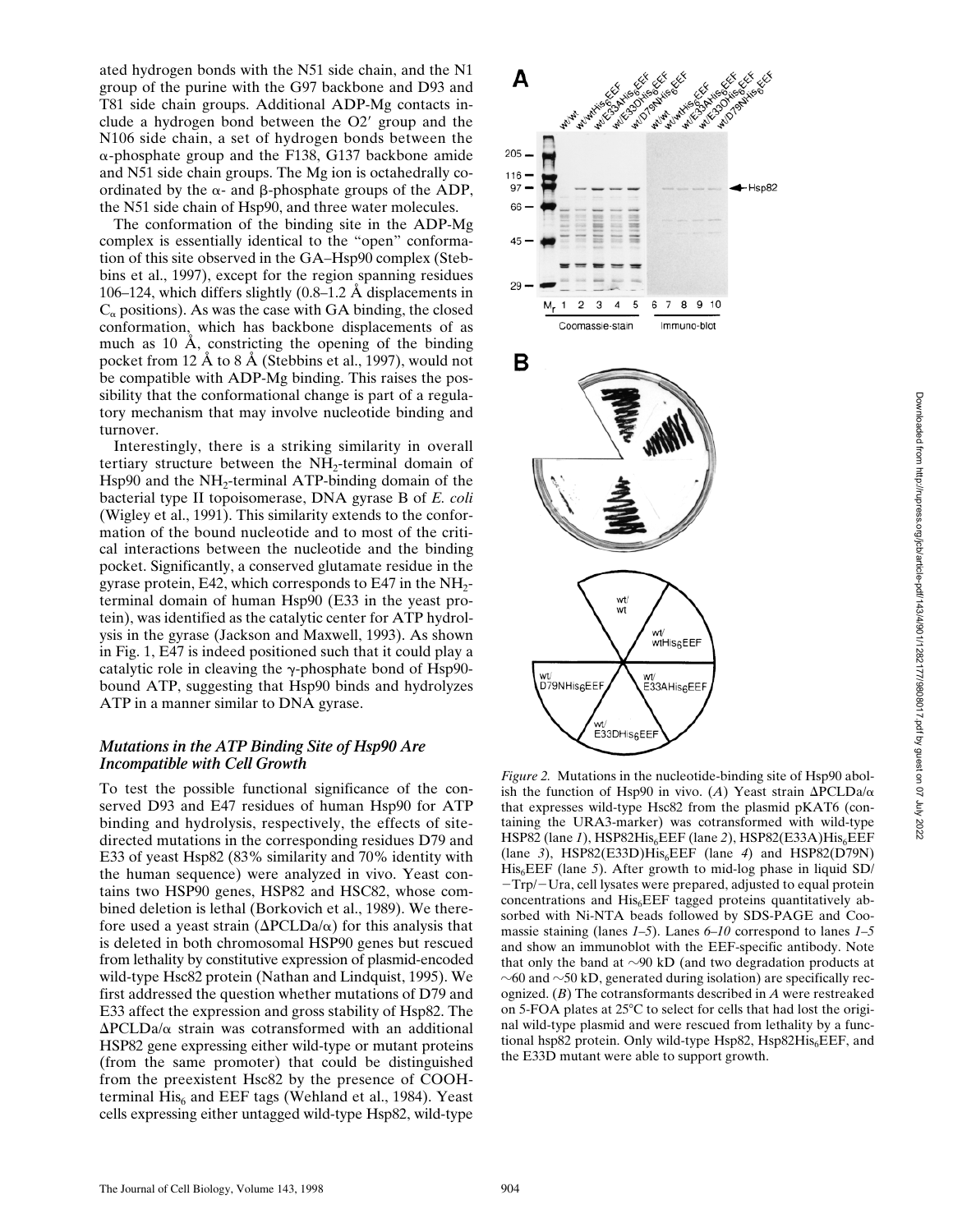ated hydrogen bonds with the N51 side chain, and the N1 group of the purine with the G97 backbone and D93 and T81 side chain groups. Additional ADP-Mg contacts include a hydrogen bond between the O2′ group and the N106 side chain, a set of hydrogen bonds between the α-phosphate group and the F138, G137 backbone amide and N51 side chain groups. The Mg ion is octahedrally coordinated by the α- and β-phosphate groups of the ADP, the N51 side chain of Hsp90, and three water molecules.

The conformation of the binding site in the ADP-Mg complex is essentially identical to the "open" conformation of this site observed in the GA–Hsp90 complex (Stebbins et al., 1997), except for the region spanning residues 106–124, which differs slightly (0.8–1.2 Å displacements in $C_\alpha$ positions). As was the case with GA binding, the closed conformation, which has backbone displacements of as much as 10 Å, constricting the opening of the binding pocket from 12 Å to 8 Å (Stebbins et al., 1997), would not be compatible with ADP-Mg binding. This raises the possibility that the conformational change is part of a regulatory mechanism that may involve nucleotide binding and turnover.

Interestingly, there is a striking similarity in overall tertiary structure between the $NH_2$-terminal domain of Hsp90 and the $NH_2$-terminal ATP-binding domain of the bacterial type II topoisomerase, DNA gyrase B of *E. coli* (Wigley et al., 1991). This similarity extends to the conformation of the bound nucleotide and to most of the critical interactions between the nucleotide and the binding pocket. Significantly, a conserved glutamate residue in the gyrase protein, E42, which corresponds to E47 in the $NH_2$-terminal domain of human Hsp90 (E33 in the yeast protein), was identified as the catalytic center for ATP hydrolysis in the gyrase (Jackson and Maxwell, 1993). As shown in Fig. 1, E47 is indeed positioned such that it could play a catalytic role in cleaving the γ-phosphate bond of Hsp90-bound ATP, suggesting that Hsp90 binds and hydrolyzes ATP in a manner similar to DNA gyrase.

### *Mutations in the ATP Binding Site of Hsp90 Are Incompatible with Cell Growth*

To test the possible functional significance of the conserved D93 and E47 residues of human Hsp90 for ATP binding and hydrolysis, respectively, the effects of site-directed mutations in the corresponding residues D79 and E33 of yeast Hsp82 (83% similarity and 70% identity with the human sequence) were analyzed in vivo. Yeast contains two HSP90 genes, HSP82 and HSC82, whose combined deletion is lethal (Borkovich et al., 1989). We therefore used a yeast strain (ΔPCLDa/α) for this analysis that is deleted in both chromosomal HSP90 genes but rescued from lethality by constitutive expression of plasmid-encoded wild-type Hsc82 protein (Nathan and Lindquist, 1995). We first addressed the question whether mutations of D79 and E33 affect the expression and gross stability of Hsp82. The ΔPCLDa/α strain was cotransformed with an additional HSP82 gene expressing either wild-type or mutant proteins (from the same promoter) that could be distinguished from the preexistent Hsc82 by the presence of COOH-terminal $His_6$ and EEF tags (Wehland et al., 1984). Yeast cells expressing either untagged wild-type Hsp82, wild-type

*Figure 2.* Mutations in the nucleotide-binding site of Hsp90 abolish the function of Hsp90 in vivo. (*A*) Yeast strain ΔPCLDa/α that expresses wild-type Hsc82 from the plasmid pKAT6 (containing the URA3-marker) was cotransformed with wild-type HSP82 (lane *1*), HSP82$His_6$EEF (lane *2*), HSP82(E33A)$His_6$EEF (lane *3*), HSP82(E33D)$His_6$EEF (lane *4*) and HSP82(D79N) $His_6$EEF (lane *5*). After growth to mid-log phase in liquid SD/−Trp/−Ura, cell lysates were prepared, adjusted to equal protein concentrations and $His_6$EEF tagged proteins quantitatively absorbed with Ni-NTA beads followed by SDS-PAGE and Coomassie staining (lanes *1–5*). Lanes *6–10* correspond to lanes *1–5* and show an immunoblot with the EEF-specific antibody. Note that only the band at ∼90 kD (and two degradation products at ∼60 and ∼50 kD, generated during isolation) are specifically recognized. (*B*) The cotransformants described in *A* were restreaked on 5-FOA plates at 25°C to select for cells that had lost the original wild-type plasmid and were rescued from lethality by a functional hsp82 protein. Only wild-type Hsp82, Hsp82$His_6$EEF, and the E33D mutant were able to support growth.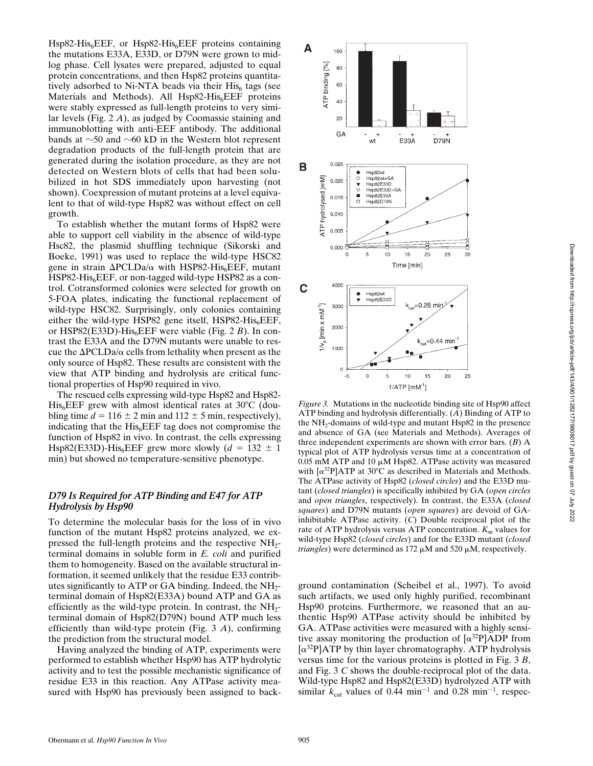Hsp82-His$_6$EEF, or Hsp82-His$_6$EEF proteins containing the mutations E33A, E33D, or D79N were grown to mid-log phase. Cell lysates were prepared, adjusted to equal protein concentrations, and then Hsp82 proteins quantitatively adsorbed to Ni-NTA beads via their His$_6$ tags (see Materials and Methods). All Hsp82-His$_6$EEF proteins were stably expressed as full-length proteins to very similar levels (Fig. 2 *A*), as judged by Coomassie staining and immunoblotting with anti-EEF antibody. The additional bands at ~50 and ~60 kD in the Western blot represent degradation products of the full-length protein that are generated during the isolation procedure, as they are not detected on Western blots of cells that had been solubilized in hot SDS immediately upon harvesting (not shown). Coexpression of mutant proteins at a level equivalent to that of wild-type Hsp82 was without effect on cell growth.

To establish whether the mutant forms of Hsp82 were able to support cell viability in the absence of wild-type Hsc82, the plasmid shuffling technique (Sikorski and Boeke, 1991) was used to replace the wild-type HSC82 gene in strain ΔPCLDa/α with HSP82-His$_6$EEF, mutant HSP82-His$_6$EEF, or non-tagged wild-type HSP82 as a control. Cotransformed colonies were selected for growth on 5-FOA plates, indicating the functional replacement of wild-type HSC82. Surprisingly, only colonies containing either the wild-type HSP82 gene itself, HSP82-His$_6$EEF, or HSP82(E33D)-His$_6$EEF were viable (Fig. 2 *B*). In contrast the E33A and the D79N mutants were unable to rescue the ΔPCLDa/α cells from lethality when present as the only source of Hsp82. These results are consistent with the view that ATP binding and hydrolysis are critical functional properties of Hsp90 required in vivo.

The rescued cells expressing wild-type Hsp82 and Hsp82-His$_6$EEF grew with almost identical rates at 30°C (doubling time $d = 116 \pm 2$ min and $112 \pm 5$ min, respectively), indicating that the His$_6$EEF tag does not compromise the function of Hsp82 in vivo. In contrast, the cells expressing Hsp82(E33D)-His$_6$EEF grew more slowly ($d = 132 \pm 1$ min) but showed no temperature-sensitive phenotype.

### *D79 Is Required for ATP Binding and E47 for ATP Hydrolysis by Hsp90*

To determine the molecular basis for the loss of in vivo function of the mutant Hsp82 proteins analyzed, we expressed the full-length proteins and the respective NH$_2$-terminal domains in soluble form in *E. coli* and purified them to homogeneity. Based on the available structural information, it seemed unlikely that the residue E33 contributes significantly to ATP or GA binding. Indeed, the NH$_2$-terminal domain of Hsp82(E33A) bound ATP and GA as efficiently as the wild-type protein. In contrast, the NH$_2$-terminal domain of Hsp82(D79N) bound ATP much less efficiently than wild-type protein (Fig. 3 *A*), confirming the prediction from the structural model.

Having analyzed the binding of ATP, experiments were performed to establish whether Hsp90 has ATP hydrolytic activity and to test the possible mechanistic significance of residue E33 in this reaction. Any ATPase activity measured with Hsp90 has previously been assigned to background contamination (Scheibel et al., 1997). To avoid such artifacts, we used only highly purified, recombinant Hsp90 proteins. Furthermore, we reasoned that an authentic Hsp90 ATPase activity should be inhibited by GA. ATPase activities were measured with a highly sensitive assay monitoring the production of [$\alpha^{32}$P]ADP from [$\alpha^{32}$P]ATP by thin layer chromatography. ATP hydrolysis versus time for the various proteins is plotted in Fig. 3 *B*, and Fig. 3 *C* shows the double-reciprocal plot of the data. Wild-type Hsp82 and Hsp82(E33D) hydrolyzed ATP with similar $k_{cat}$ values of 0.44 min$^{-1}$ and 0.28 min$^{-1}$, respec-

*Figure 3.* Mutations in the nucleotide binding site of Hsp90 affect ATP binding and hydrolysis differentially. (*A*) Binding of ATP to the NH$_2$-domains of wild-type and mutant Hsp82 in the presence and absence of GA (see Materials and Methods). Averages of three independent experiments are shown with error bars. (*B*) A typical plot of ATP hydrolysis versus time at a concentration of 0.05 mM ATP and 10 μM Hsp82. ATPase activity was measured with [$\alpha^{32}$P]ATP at 30°C as described in Materials and Methods. The ATPase activity of Hsp82 (*closed circles*) and the E33D mutant (*closed triangles*) is specifically inhibited by GA (*open circles* and *open triangles*, respectively). In contrast, the E33A (*closed squares*) and D79N mutants (*open squares*) are devoid of GA-inhibitable ATPase activity. (*C*) Double reciprocal plot of the rate of ATP hydrolysis versus ATP concentration. $K_m$ values for wild-type Hsp82 (*closed circles*) and for the E33D mutant (*closed triangles*) were determined as 172 μM and 520 μM, respectively.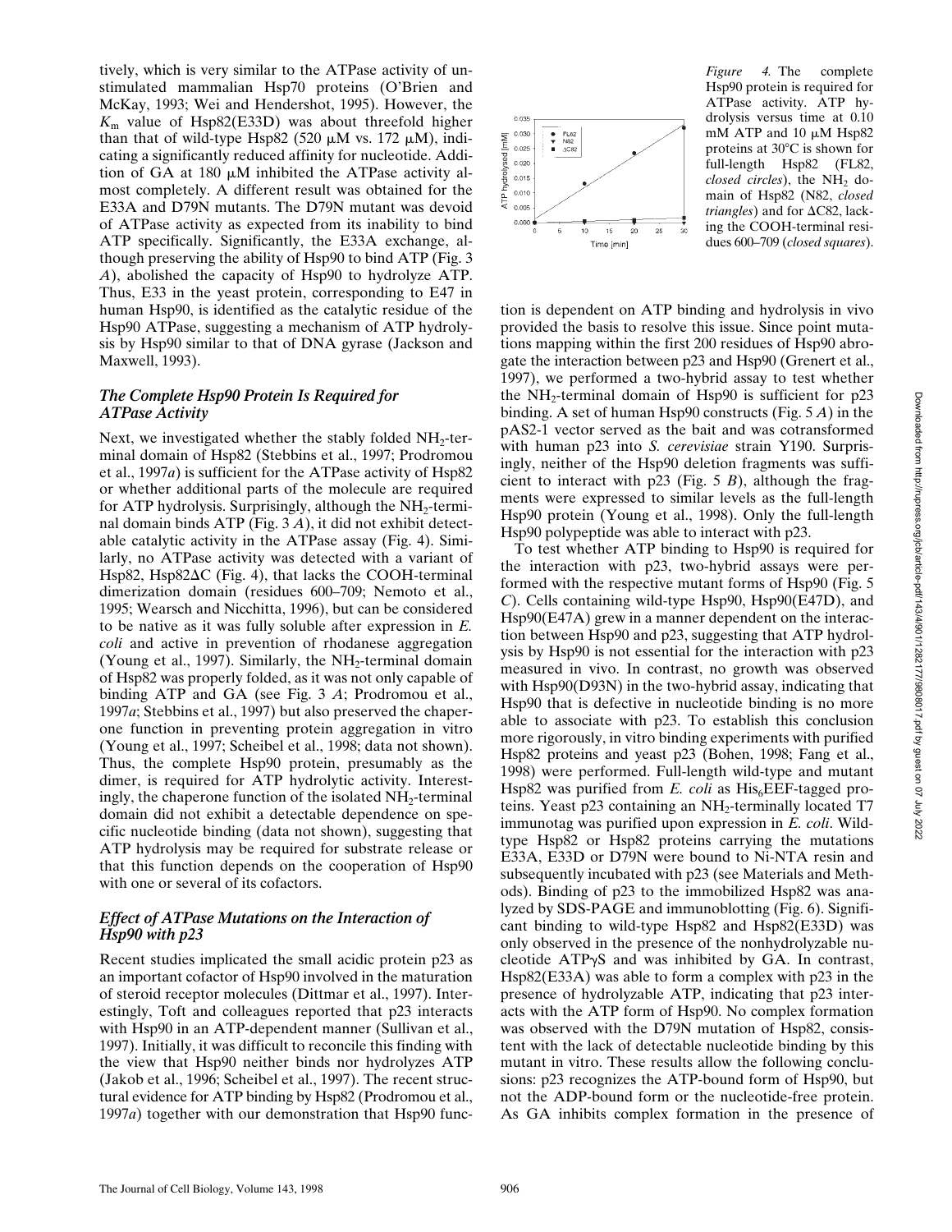tively, which is very similar to the ATPase activity of unstimulated mammalian Hsp70 proteins (O'Brien and McKay, 1993; Wei and Hendershot, 1995). However, the $K_m$ value of Hsp82(E33D) was about threefold higher than that of wild-type Hsp82 (520 μM vs. 172 μM), indicating a significantly reduced affinity for nucleotide. Addition of GA at 180 μM inhibited the ATPase activity almost completely. A different result was obtained for the E33A and D79N mutants. The D79N mutant was devoid of ATPase activity as expected from its inability to bind ATP specifically. Significantly, the E33A exchange, although preserving the ability of Hsp90 to bind ATP (Fig. 3 *A*), abolished the capacity of Hsp90 to hydrolyze ATP. Thus, E33 in the yeast protein, corresponding to E47 in human Hsp90, is identified as the catalytic residue of the Hsp90 ATPase, suggesting a mechanism of ATP hydrolysis by Hsp90 similar to that of DNA gyrase (Jackson and Maxwell, 1993).

### *The Complete Hsp90 Protein Is Required for ATPase Activity*

Next, we investigated whether the stably folded $NH_2$-terminal domain of Hsp82 (Stebbins et al., 1997; Prodromou et al., 1997*a*) is sufficient for the ATPase activity of Hsp82 or whether additional parts of the molecule are required for ATP hydrolysis. Surprisingly, although the $NH_2$-terminal domain binds ATP (Fig. 3 *A*), it did not exhibit detectable catalytic activity in the ATPase assay (Fig. 4). Similarly, no ATPase activity was detected with a variant of Hsp82, Hsp82ΔC (Fig. 4), that lacks the COOH-terminal dimerization domain (residues 600–709; Nemoto et al., 1995; Wearsch and Nicchitta, 1996), but can be considered to be native as it was fully soluble after expression in *E. coli* and active in prevention of rhodanese aggregation (Young et al., 1997). Similarly, the $NH_2$-terminal domain of Hsp82 was properly folded, as it was not only capable of binding ATP and GA (see Fig. 3 *A*; Prodromou et al., 1997*a*; Stebbins et al., 1997) but also preserved the chaperone function in preventing protein aggregation in vitro (Young et al., 1997; Scheibel et al., 1998; data not shown). Thus, the complete Hsp90 protein, presumably as the dimer, is required for ATP hydrolytic activity. Interestingly, the chaperone function of the isolated $NH_2$-terminal domain did not exhibit a detectable dependence on specific nucleotide binding (data not shown), suggesting that ATP hydrolysis may be required for substrate release or that this function depends on the cooperation of Hsp90 with one or several of its cofactors.

*Figure 4.* The complete Hsp90 protein is required for ATPase activity. ATP hydrolysis versus time at 0.10 mM ATP and 10 μM Hsp82 proteins at 30°C is shown for full-length Hsp82 (FL82, *closed circles*), the $NH_2$ domain of Hsp82 (N82, *closed triangles*) and for ΔC82, lacking the COOH-terminal residues 600–709 (*closed squares*).

### *Effect of ATPase Mutations on the Interaction of Hsp90 with p23*

Recent studies implicated the small acidic protein p23 as an important cofactor of Hsp90 involved in the maturation of steroid receptor molecules (Dittmar et al., 1997). Interestingly, Toft and colleagues reported that p23 interacts with Hsp90 in an ATP-dependent manner (Sullivan et al., 1997). Initially, it was difficult to reconcile this finding with the view that Hsp90 neither binds nor hydrolyzes ATP (Jakob et al., 1996; Scheibel et al., 1997). The recent structural evidence for ATP binding by Hsp82 (Prodromou et al., 1997*a*) together with our demonstration that Hsp90 function is dependent on ATP binding and hydrolysis in vivo provided the basis to resolve this issue. Since point mutations mapping within the first 200 residues of Hsp90 abrogate the interaction between p23 and Hsp90 (Grenert et al., 1997), we performed a two-hybrid assay to test whether the $NH_2$-terminal domain of Hsp90 is sufficient for p23 binding. A set of human Hsp90 constructs (Fig. 5 *A*) in the pAS2-1 vector served as the bait and was cotransformed with human p23 into *S. cerevisiae* strain Y190. Surprisingly, neither of the Hsp90 deletion fragments was sufficient to interact with p23 (Fig. 5 *B*), although the fragments were expressed to similar levels as the full-length Hsp90 protein (Young et al., 1998). Only the full-length Hsp90 polypeptide was able to interact with p23.

To test whether ATP binding to Hsp90 is required for the interaction with p23, two-hybrid assays were performed with the respective mutant forms of Hsp90 (Fig. 5 *C*). Cells containing wild-type Hsp90, Hsp90(E47D), and Hsp90(E47A) grew in a manner dependent on the interaction between Hsp90 and p23, suggesting that ATP hydrolysis by Hsp90 is not essential for the interaction with p23 measured in vivo. In contrast, no growth was observed with Hsp90(D93N) in the two-hybrid assay, indicating that Hsp90 that is defective in nucleotide binding is no more able to associate with p23. To establish this conclusion more rigorously, in vitro binding experiments with purified Hsp82 proteins and yeast p23 (Bohen, 1998; Fang et al., 1998) were performed. Full-length wild-type and mutant Hsp82 was purified from *E. coli* as $His_6$EEF-tagged proteins. Yeast p23 containing an $NH_2$-terminally located T7 immunotag was purified upon expression in *E. coli*. Wild-type Hsp82 or Hsp82 proteins carrying the mutations E33A, E33D or D79N were bound to Ni-NTA resin and subsequently incubated with p23 (see Materials and Methods). Binding of p23 to the immobilized Hsp82 was analyzed by SDS-PAGE and immunoblotting (Fig. 6). Significant binding to wild-type Hsp82 and Hsp82(E33D) was only observed in the presence of the nonhydrolyzable nucleotide ATPγS and was inhibited by GA. In contrast, Hsp82(E33A) was able to form a complex with p23 in the presence of hydrolyzable ATP, indicating that p23 interacts with the ATP form of Hsp90. No complex formation was observed with the D79N mutation of Hsp82, consistent with the lack of detectable nucleotide binding by this mutant in vitro. These results allow the following conclusions: p23 recognizes the ATP-bound form of Hsp90, but not the ADP-bound form or the nucleotide-free protein. As GA inhibits complex formation in the presence of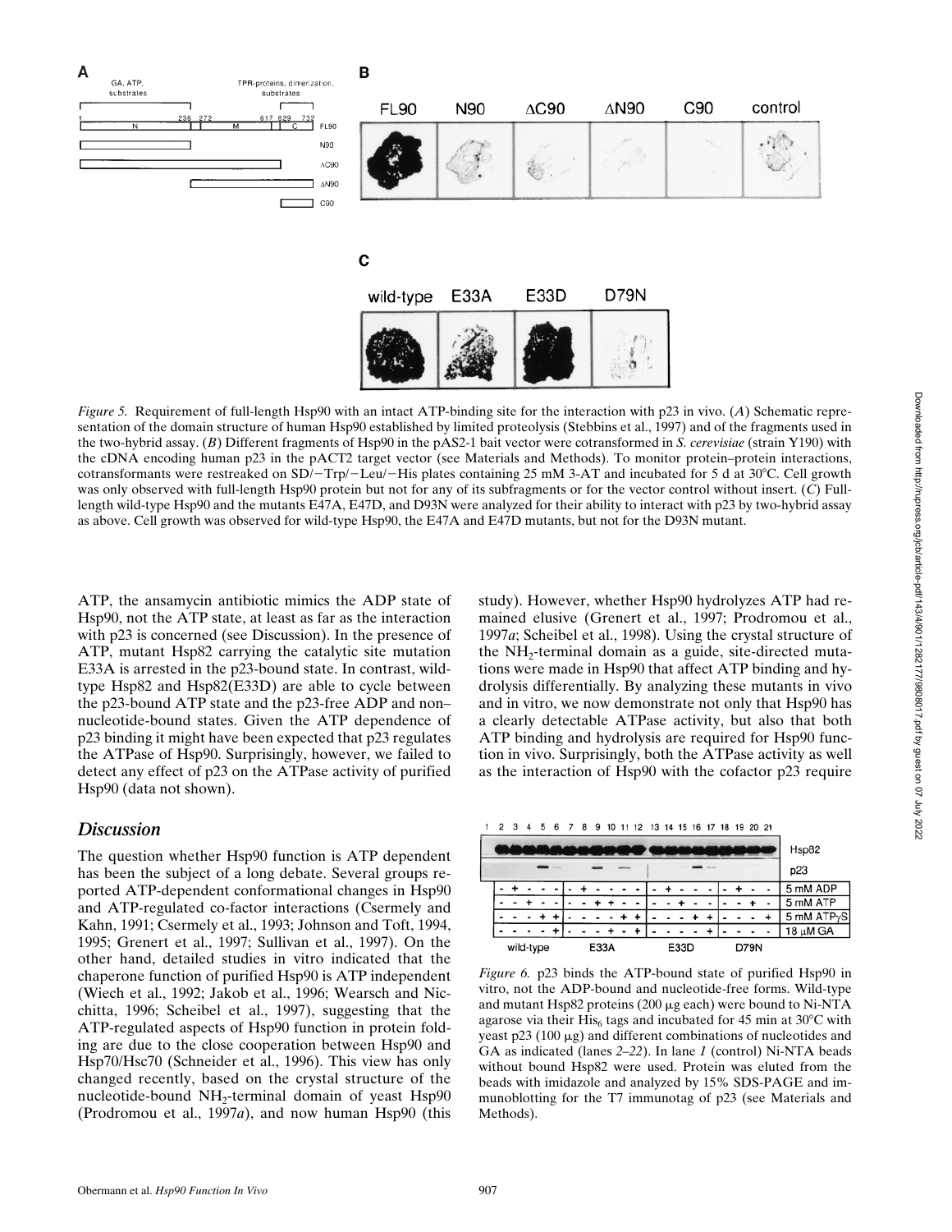*Figure 5.* Requirement of full-length Hsp90 with an intact ATP-binding site for the interaction with p23 in vivo. (*A*) Schematic representation of the domain structure of human Hsp90 established by limited proteolysis (Stebbins et al., 1997) and of the fragments used in the two-hybrid assay. (*B*) Different fragments of Hsp90 in the pAS2-1 bait vector were cotransformed in *S. cerevisiae* (strain Y190) with the cDNA encoding human p23 in the pACT2 target vector (see Materials and Methods). To monitor protein–protein interactions, cotransformants were restreaked on SD/−Trp/−Leu/−His plates containing 25 mM 3-AT and incubated for 5 d at 30°C. Cell growth was only observed with full-length Hsp90 protein but not for any of its subfragments or for the vector control without insert. (*C*) Full-length wild-type Hsp90 and the mutants E47A, E47D, and D93N were analyzed for their ability to interact with p23 by two-hybrid assay as above. Cell growth was observed for wild-type Hsp90, the E47A and E47D mutants, but not for the D93N mutant.

ATP, the ansamycin antibiotic mimics the ADP state of Hsp90, not the ATP state, at least as far as the interaction with p23 is concerned (see Discussion). In the presence of ATP, mutant Hsp82 carrying the catalytic site mutation E33A is arrested in the p23-bound state. In contrast, wild-type Hsp82 and Hsp82(E33D) are able to cycle between the p23-bound ATP state and the p23-free ADP and non–nucleotide-bound states. Given the ATP dependence of p23 binding it might have been expected that p23 regulates the ATPase of Hsp90. Surprisingly, however, we failed to detect any effect of p23 on the ATPase activity of purified Hsp90 (data not shown).

## Discussion

The question whether Hsp90 function is ATP dependent has been the subject of a long debate. Several groups reported ATP-dependent conformational changes in Hsp90 and ATP-regulated co-factor interactions (Csermely and Kahn, 1991; Csermely et al., 1993; Johnson and Toft, 1994, 1995; Grenert et al., 1997; Sullivan et al., 1997). On the other hand, detailed studies in vitro indicated that the chaperone function of purified Hsp90 is ATP independent (Wiech et al., 1992; Jakob et al., 1996; Wearsch and Nicchitta, 1996; Scheibel et al., 1997), suggesting that the ATP-regulated aspects of Hsp90 function in protein folding are due to the close cooperation between Hsp90 and Hsp70/Hsc70 (Schneider et al., 1996). This view has only changed recently, based on the crystal structure of the nucleotide-bound $NH_2$-terminal domain of yeast Hsp90 (Prodromou et al., 1997*a*), and now human Hsp90 (this study). However, whether Hsp90 hydrolyzes ATP had remained elusive (Grenert et al., 1997; Prodromou et al., 1997*a*; Scheibel et al., 1998). Using the crystal structure of the $NH_2$-terminal domain as a guide, site-directed mutations were made in Hsp90 that affect ATP binding and hydrolysis differentially. By analyzing these mutants in vivo and in vitro, we now demonstrate not only that Hsp90 has a clearly detectable ATPase activity, but also that both ATP binding and hydrolysis are required for Hsp90 function in vivo. Surprisingly, both the ATPase activity as well as the interaction of Hsp90 with the cofactor p23 require

*Figure 6.* p23 binds the ATP-bound state of purified Hsp90 in vitro, not the ADP-bound and nucleotide-free forms. Wild-type and mutant Hsp82 proteins (200 μg each) were bound to Ni-NTA agarose via their $His_6$ tags and incubated for 45 min at 30°C with yeast p23 (100 μg) and different combinations of nucleotides and GA as indicated (lanes *2–22*). In lane *1* (control) Ni-NTA beads without bound Hsp82 were used. Protein was eluted from the beads with imidazole and analyzed by 15% SDS-PAGE and immunoblotting for the T7 immunotag of p23 (see Materials and Methods).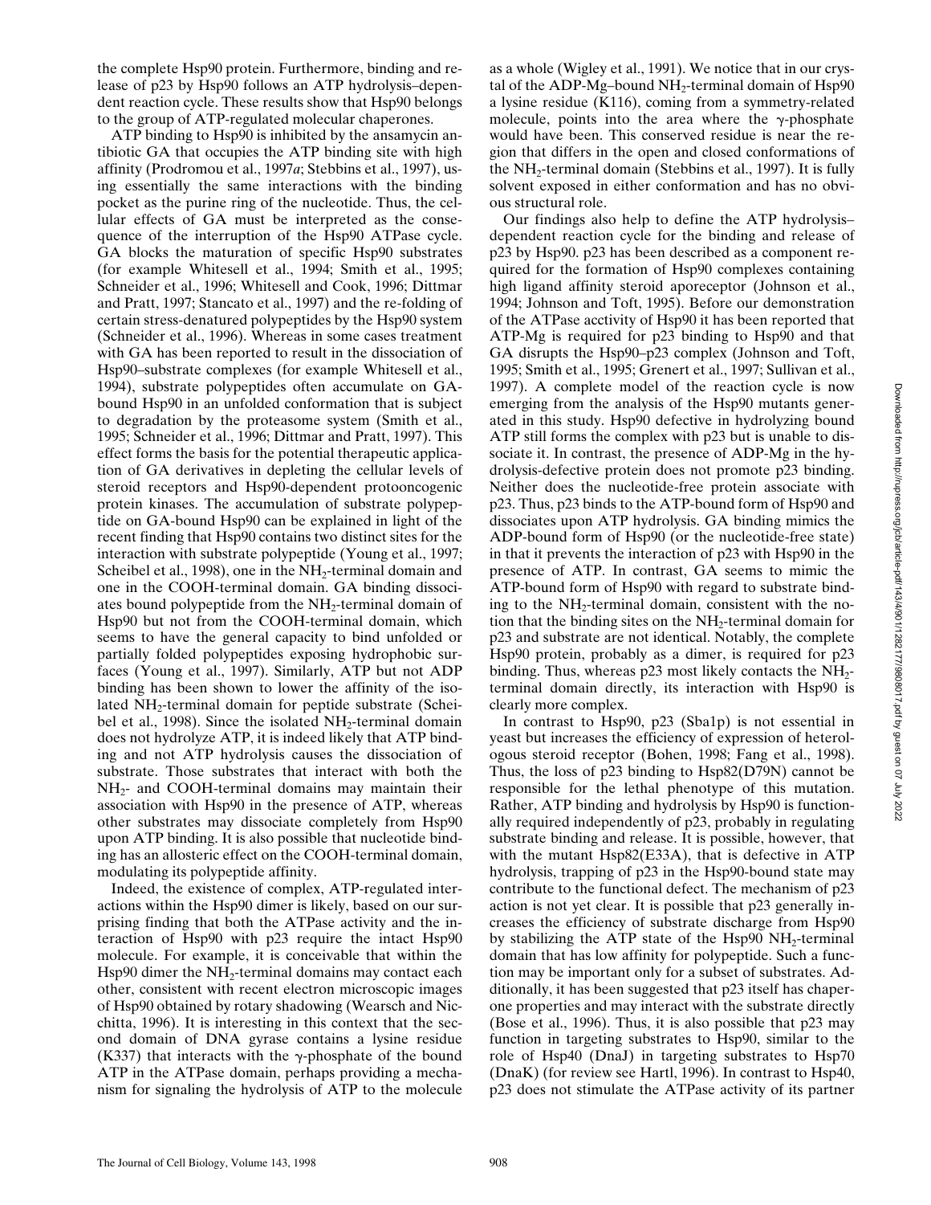the complete Hsp90 protein. Furthermore, binding and release of p23 by Hsp90 follows an ATP hydrolysis–dependent reaction cycle. These results show that Hsp90 belongs to the group of ATP-regulated molecular chaperones.

ATP binding to Hsp90 is inhibited by the ansamycin antibiotic GA that occupies the ATP binding site with high affinity (Prodromou et al., 1997*a*; Stebbins et al., 1997), using essentially the same interactions with the binding pocket as the purine ring of the nucleotide. Thus, the cellular effects of GA must be interpreted as the consequence of the interruption of the Hsp90 ATPase cycle. GA blocks the maturation of specific Hsp90 substrates (for example Whitesell et al., 1994; Smith et al., 1995; Schneider et al., 1996; Whitesell and Cook, 1996; Dittmar and Pratt, 1997; Stancato et al., 1997) and the re-folding of certain stress-denatured polypeptides by the Hsp90 system (Schneider et al., 1996). Whereas in some cases treatment with GA has been reported to result in the dissociation of Hsp90–substrate complexes (for example Whitesell et al., 1994), substrate polypeptides often accumulate on GA-bound Hsp90 in an unfolded conformation that is subject to degradation by the proteasome system (Smith et al., 1995; Schneider et al., 1996; Dittmar and Pratt, 1997). This effect forms the basis for the potential therapeutic application of GA derivatives in depleting the cellular levels of steroid receptors and Hsp90-dependent protooncogenic protein kinases. The accumulation of substrate polypeptide on GA-bound Hsp90 can be explained in light of the recent finding that Hsp90 contains two distinct sites for the interaction with substrate polypeptide (Young et al., 1997; Scheibel et al., 1998), one in the $NH_2$-terminal domain and one in the COOH-terminal domain. GA binding dissociates bound polypeptide from the $NH_2$-terminal domain of Hsp90 but not from the COOH-terminal domain, which seems to have the general capacity to bind unfolded or partially folded polypeptides exposing hydrophobic surfaces (Young et al., 1997). Similarly, ATP but not ADP binding has been shown to lower the affinity of the isolated $NH_2$-terminal domain for peptide substrate (Scheibel et al., 1998). Since the isolated $NH_2$-terminal domain does not hydrolyze ATP, it is indeed likely that ATP binding and not ATP hydrolysis causes the dissociation of substrate. Those substrates that interact with both the $NH_2$- and COOH-terminal domains may maintain their association with Hsp90 in the presence of ATP, whereas other substrates may dissociate completely from Hsp90 upon ATP binding. It is also possible that nucleotide binding has an allosteric effect on the COOH-terminal domain, modulating its polypeptide affinity.

Indeed, the existence of complex, ATP-regulated interactions within the Hsp90 dimer is likely, based on our surprising finding that both the ATPase activity and the interaction of Hsp90 with p23 require the intact Hsp90 molecule. For example, it is conceivable that within the Hsp90 dimer the $NH_2$-terminal domains may contact each other, consistent with recent electron microscopic images of Hsp90 obtained by rotary shadowing (Wearsch and Nicchitta, 1996). It is interesting in this context that the second domain of DNA gyrase contains a lysine residue (K337) that interacts with the γ-phosphate of the bound ATP in the ATPase domain, perhaps providing a mechanism for signaling the hydrolysis of ATP to the molecule as a whole (Wigley et al., 1991). We notice that in our crystal of the ADP-Mg–bound $NH_2$-terminal domain of Hsp90 a lysine residue (K116), coming from a symmetry-related molecule, points into the area where the γ-phosphate would have been. This conserved residue is near the region that differs in the open and closed conformations of the $NH_2$-terminal domain (Stebbins et al., 1997). It is fully solvent exposed in either conformation and has no obvious structural role.

Our findings also help to define the ATP hydrolysis–dependent reaction cycle for the binding and release of p23 by Hsp90. p23 has been described as a component required for the formation of Hsp90 complexes containing high ligand affinity steroid aporeceptor (Johnson et al., 1994; Johnson and Toft, 1995). Before our demonstration of the ATPase acctivity of Hsp90 it has been reported that ATP-Mg is required for p23 binding to Hsp90 and that GA disrupts the Hsp90–p23 complex (Johnson and Toft, 1995; Smith et al., 1995; Grenert et al., 1997; Sullivan et al., 1997). A complete model of the reaction cycle is now emerging from the analysis of the Hsp90 mutants generated in this study. Hsp90 defective in hydrolyzing bound ATP still forms the complex with p23 but is unable to dissociate it. In contrast, the presence of ADP-Mg in the hydrolysis-defective protein does not promote p23 binding. Neither does the nucleotide-free protein associate with p23. Thus, p23 binds to the ATP-bound form of Hsp90 and dissociates upon ATP hydrolysis. GA binding mimics the ADP-bound form of Hsp90 (or the nucleotide-free state) in that it prevents the interaction of p23 with Hsp90 in the presence of ATP. In contrast, GA seems to mimic the ATP-bound form of Hsp90 with regard to substrate binding to the $NH_2$-terminal domain, consistent with the notion that the binding sites on the $NH_2$-terminal domain for p23 and substrate are not identical. Notably, the complete Hsp90 protein, probably as a dimer, is required for p23 binding. Thus, whereas p23 most likely contacts the $NH_2$-terminal domain directly, its interaction with Hsp90 is clearly more complex.

In contrast to Hsp90, p23 (Sba1p) is not essential in yeast but increases the efficiency of expression of heterologous steroid receptor (Bohen, 1998; Fang et al., 1998). Thus, the loss of p23 binding to Hsp82(D79N) cannot be responsible for the lethal phenotype of this mutation. Rather, ATP binding and hydrolysis by Hsp90 is functionally required independently of p23, probably in regulating substrate binding and release. It is possible, however, that with the mutant Hsp82(E33A), that is defective in ATP hydrolysis, trapping of p23 in the Hsp90-bound state may contribute to the functional defect. The mechanism of p23 action is not yet clear. It is possible that p23 generally increases the efficiency of substrate discharge from Hsp90 by stabilizing the ATP state of the Hsp90 $NH_2$-terminal domain that has low affinity for polypeptide. Such a function may be important only for a subset of substrates. Additionally, it has been suggested that p23 itself has chaperone properties and may interact with the substrate directly (Bose et al., 1996). Thus, it is also possible that p23 may function in targeting substrates to Hsp90, similar to the role of Hsp40 (DnaJ) in targeting substrates to Hsp70 (DnaK) (for review see Hartl, 1996). In contrast to Hsp40, p23 does not stimulate the ATPase activity of its partner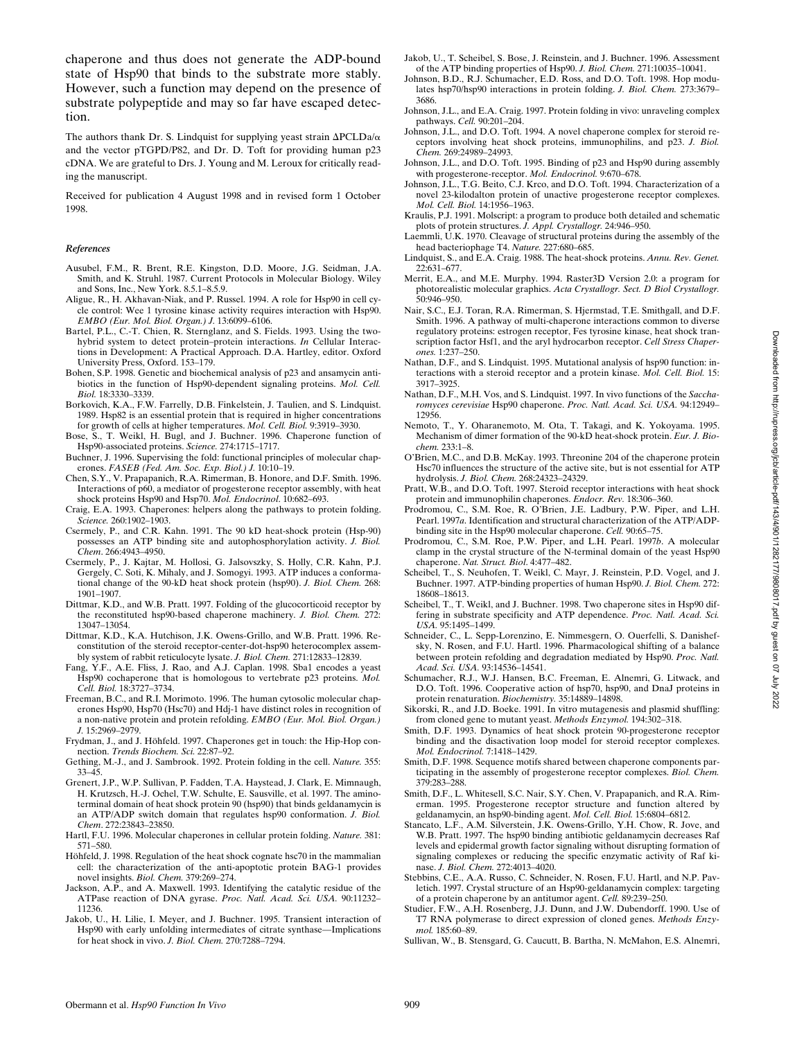chaperone and thus does not generate the ADP-bound state of Hsp90 that binds to the substrate more stably. However, such a function may depend on the presence of substrate polypeptide and may so far have escaped detection.

The authors thank Dr. S. Lindquist for supplying yeast strain ΔPCLDa/α and the vector pTGPD/P82, and Dr. D. Toft for providing human p23 cDNA. We are grateful to Drs. J. Young and M. Leroux for critically reading the manuscript.

Received for publication 4 August 1998 and in revised form 1 October 1998.

### *References*

Ausubel, F.M., R. Brent, R.E. Kingston, D.D. Moore, J.G. Seidman, J.A. Smith, and K. Struhl. 1987. Current Protocols in Molecular Biology. Wiley and Sons, Inc., New York. 8.5.1–8.5.9.

Aligue, R., H. Akhavan-Niak, and P. Russel. 1994. A role for Hsp90 in cell cycle control: Wee 1 tyrosine kinase activity requires interaction with Hsp90. *EMBO (Eur. Mol. Biol. Organ.) J.* 13:6099–6106.

Bartel, P.L., C.-T. Chien, R. Sternglanz, and S. Fields. 1993. Using the two-hybrid system to detect protein–protein interactions. *In* Cellular Interactions in Development: A Practical Approach. D.A. Hartley, editor. Oxford University Press, Oxford. 153–179.

Bohen, S.P. 1998. Genetic and biochemical analysis of p23 and ansamycin antibiotics in the function of Hsp90-dependent signaling proteins. *Mol. Cell. Biol.* 18:3330–3339.

Borkovich, K.A., F.W. Farrelly, D.B. Finkelstein, J. Taulien, and S. Lindquist. 1989. Hsp82 is an essential protein that is required in higher concentrations for growth of cells at higher temperatures. *Mol. Cell. Biol.* 9:3919–3930.

Bose, S., T. Weikl, H. Bugl, and J. Buchner. 1996. Chaperone function of Hsp90-associated proteins. *Science.* 274:1715–1717.

Buchner, J. 1996. Supervising the fold: functional principles of molecular chaperones. *FASEB (Fed. Am. Soc. Exp. Biol.) J.* 10:10–19.

Chen, S.Y., V. Prapapanich, R.A. Rimerman, B. Honore, and D.F. Smith. 1996. Interactions of p60, a mediator of progesterone receptor assembly, with heat shock proteins Hsp90 and Hsp70. *Mol. Endocrinol.* 10:682–693.

Craig, E.A. 1993. Chaperones: helpers along the pathways to protein folding. *Science.* 260:1902–1903.

Csermely, P., and C.R. Kahn. 1991. The 90 kD heat-shock protein (Hsp-90) possesses an ATP binding site and autophosphorylation activity. *J. Biol. Chem.* 266:4943–4950.

Csermely, P., J. Kajtar, M. Hollosi, G. Jalsovszky, S. Holly, C.R. Kahn, P.J. Gergely, C. Soti, K. Mihaly, and J. Somogyi. 1993. ATP induces a conformational change of the 90-kD heat shock protein (hsp90). *J. Biol. Chem.* 268: 1901–1907.

Dittmar, K.D., and W.B. Pratt. 1997. Folding of the glucocorticoid receptor by the reconstituted hsp90-based chaperone machinery. *J. Biol. Chem.* 272: 13047–13054.

Dittmar, K.D., K.A. Hutchison, J.K. Owens-Grillo, and W.B. Pratt. 1996. Reconstitution of the steroid receptor-center-dot-hsp90 heterocomplex assembly system of rabbit reticulocyte lysate. *J. Biol. Chem.* 271:12833–12839.

Fang, Y.F., A.E. Fliss, J. Rao, and A.J. Caplan. 1998. Sba1 encodes a yeast Hsp90 cochaperone that is homologous to vertebrate p23 proteins. *Mol. Cell. Biol.* 18:3727–3734.

Freeman, B.C., and R.I. Morimoto. 1996. The human cytosolic molecular chaperones Hsp90, Hsp70 (Hsc70) and Hdj-1 have distinct roles in recognition of a non-native protein and protein refolding. *EMBO (Eur. Mol. Biol. Organ.) J.* 15:2969–2979.

Frydman, J., and J. Höhfeld. 1997. Chaperones get in touch: the Hip-Hop connection. *Trends Biochem. Sci.* 22:87–92.

Gething, M.-J., and J. Sambrook. 1992. Protein folding in the cell. *Nature.* 355: 33–45.

Grenert, J.P., W.P. Sullivan, P. Fadden, T.A. Haystead, J. Clark, E. Mimnaugh, H. Krutzsch, H.-J. Ochel, T.W. Schulte, E. Sausville, et al. 1997. The amino-terminal domain of heat shock protein 90 (hsp90) that binds geldanamycin is an ATP/ADP switch domain that regulates hsp90 conformation. *J. Biol. Chem.* 272:23843–23850.

Hartl, F.U. 1996. Molecular chaperones in cellular protein folding. *Nature.* 381: 571–580.

Höhfeld, J. 1998. Regulation of the heat shock cognate hsc70 in the mammalian cell: the characterization of the anti-apoptotic protein BAG-1 provides novel insights. *Biol. Chem.* 379:269–274.

Jackson, A.P., and A. Maxwell. 1993. Identifying the catalytic residue of the ATPase reaction of DNA gyrase. *Proc. Natl. Acad. Sci. USA.* 90:11232–11236.

Jakob, U., H. Lilie, I. Meyer, and J. Buchner. 1995. Transient interaction of Hsp90 with early unfolding intermediates of citrate synthase—Implications for heat shock in vivo. *J. Biol. Chem.* 270:7288–7294.

Jakob, U., T. Scheibel, S. Bose, J. Reinstein, and J. Buchner. 1996. Assessment of the ATP binding properties of Hsp90. *J. Biol. Chem.* 271:10035–10041.

Johnson, B.D., R.J. Schumacher, E.D. Ross, and D.O. Toft. 1998. Hop modulates hsp70/hsp90 interactions in protein folding. *J. Biol. Chem.* 273:3679–3686.

Johnson, J.L., and E.A. Craig. 1997. Protein folding in vivo: unraveling complex pathways. *Cell.* 90:201–204.

Johnson, J.L., and D.O. Toft. 1994. A novel chaperone complex for steroid receptors involving heat shock proteins, immunophilins, and p23. *J. Biol. Chem.* 269:24989–24993.

Johnson, J.L., and D.O. Toft. 1995. Binding of p23 and Hsp90 during assembly with progesterone-receptor. *Mol. Endocrinol.* 9:670–678.

Johnson, J.L., T.G. Beito, C.J. Krco, and D.O. Toft. 1994. Characterization of a novel 23-kilodalton protein of unactive progesterone receptor complexes. *Mol. Cell. Biol.* 14:1956–1963.

Kraulis, P.J. 1991. Molscript: a program to produce both detailed and schematic plots of protein structures. *J. Appl. Crystallogr.* 24:946–950.

Laemmli, U.K. 1970. Cleavage of structural proteins during the assembly of the head bacteriophage T4. *Nature.* 227:680–685.

Lindquist, S., and E.A. Craig. 1988. The heat-shock proteins. *Annu. Rev. Genet.* 22:631–677.

Merrit, E.A., and M.E. Murphy. 1994. Raster3D Version 2.0: a program for photorealistic molecular graphics. *Acta Crystallogr. Sect. D Biol Crystallogr.* 50:946–950.

Nair, S.C., E.J. Toran, R.A. Rimerman, S. Hjermstad, T.E. Smithgall, and D.F. Smith. 1996. A pathway of multi-chaperone interactions common to diverse regulatory proteins: estrogen receptor, Fes tyrosine kinase, heat shock transcription factor Hsf1, and the aryl hydrocarbon receptor. *Cell Stress Chaperones.* 1:237–250.

Nathan, D.F., and S. Lindquist. 1995. Mutational analysis of hsp90 function: interactions with a steroid receptor and a protein kinase. *Mol. Cell. Biol.* 15: 3917–3925.

Nathan, D.F., M.H. Vos, and S. Lindquist. 1997. In vivo functions of the *Saccharomyces cerevisiae* Hsp90 chaperone. *Proc. Natl. Acad. Sci. USA.* 94:12949–12956.

Nemoto, T., Y. Oharanemoto, M. Ota, T. Takagi, and K. Yokoyama. 1995. Mechanism of dimer formation of the 90-kD heat-shock protein. *Eur. J. Biochem.* 233:1–8.

O'Brien, M.C., and D.B. McKay. 1993. Threonine 204 of the chaperone protein Hsc70 influences the structure of the active site, but is not essential for ATP hydrolysis. *J. Biol. Chem.* 268:24323–24329.

Pratt, W.B., and D.O. Toft. 1997. Steroid receptor interactions with heat shock protein and immunophilin chaperones. *Endocr. Rev.* 18:306–360.

Prodromou, C., S.M. Roe, R. O'Brien, J.E. Ladbury, P.W. Piper, and L.H. Pearl. 1997*a*. Identification and structural characterization of the ATP/ADP-binding site in the Hsp90 molecular chaperone. *Cell.* 90:65–75.

Prodromou, C., S.M. Roe, P.W. Piper, and L.H. Pearl. 1997*b*. A molecular clamp in the crystal structure of the N-terminal domain of the yeast Hsp90 chaperone. *Nat. Struct. Biol.* 4:477–482.

Scheibel, T., S. Neuhofen, T. Weikl, C. Mayr, J. Reinstein, P.D. Vogel, and J. Buchner. 1997. ATP-binding properties of human Hsp90. *J. Biol. Chem.* 272: 18608–18613.

Scheibel, T., T. Weikl, and J. Buchner. 1998. Two chaperone sites in Hsp90 differing in substrate specificity and ATP dependence. *Proc. Natl. Acad. Sci. USA.* 95:1495–1499.

Schneider, C., L. Sepp-Lorenzino, E. Nimmesgern, O. Ouerfelli, S. Danishefsky, N. Rosen, and F.U. Hartl. 1996. Pharmacological shifting of a balance between protein refolding and degradation mediated by Hsp90. *Proc. Natl. Acad. Sci. USA.* 93:14536–14541.

Schumacher, R.J., W.J. Hansen, B.C. Freeman, E. Alnemri, G. Litwack, and D.O. Toft. 1996. Cooperative action of hsp70, hsp90, and DnaJ proteins in protein renaturation. *Biochemistry.* 35:14889–14898.

Sikorski, R., and J.D. Boeke. 1991. In vitro mutagenesis and plasmid shuffling: from cloned gene to mutant yeast. *Methods Enzymol.* 194:302–318.

Smith, D.F. 1993. Dynamics of heat shock protein 90-progesterone receptor binding and the disactivation loop model for steroid receptor complexes. *Mol. Endocrinol.* 7:1418–1429.

Smith, D.F. 1998. Sequence motifs shared between chaperone components participating in the assembly of progesterone receptor complexes. *Biol. Chem.* 379:283–288.

Smith, D.F., L. Whitesell, S.C. Nair, S.Y. Chen, V. Prapapanich, and R.A. Rimerman. 1995. Progesterone receptor structure and function altered by geldanamycin, an hsp90-binding agent. *Mol. Cell. Biol.* 15:6804–6812.

Stancato, L.F., A.M. Silverstein, J.K. Owens-Grillo, Y.H. Chow, R. Jove, and W.B. Pratt. 1997. The hsp90 binding antibiotic geldanamycin decreases Raf levels and epidermal growth factor signaling without disrupting formation of signaling complexes or reducing the specific enzymatic activity of Raf kinase. *J. Biol. Chem.* 272:4013–4020.

Stebbins, C.E., A.A. Russo, C. Schneider, N. Rosen, F.U. Hartl, and N.P. Pavletich. 1997. Crystal structure of an Hsp90-geldanamycin complex: targeting of a protein chaperone by an antitumor agent. *Cell.* 89:239–250.

Studier, F.W., A.H. Rosenberg, J.J. Dunn, and J.W. Dubendorff. 1990. Use of T7 RNA polymerase to direct expression of cloned genes. *Methods Enzymol.* 185:60–89.

Sullivan, W., B. Stensgard, G. Caucutt, B. Bartha, N. McMahon, E.S. Alnemri,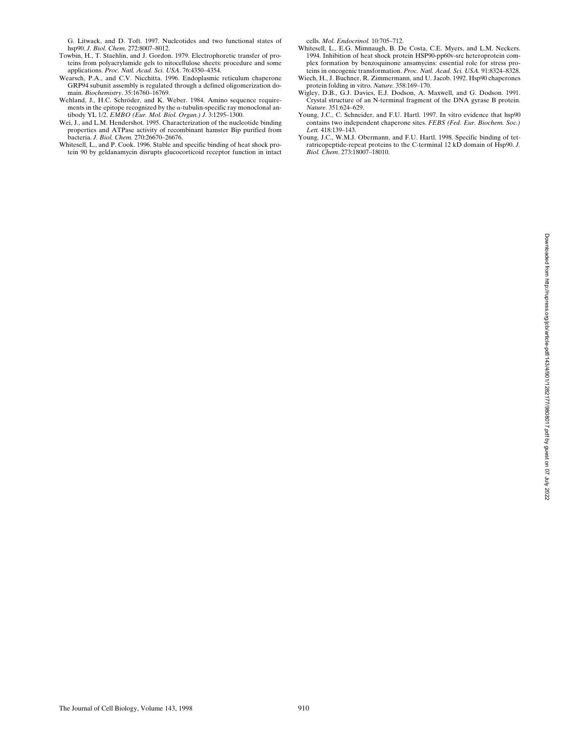G. Litwack, and D. Toft. 1997. Nucleotides and two functional states of hsp90. *J. Biol. Chem.* 272:8007–8012.

Towbin, H., T. Staehlin, and J. Gordon. 1979. Electrophoretic transfer of proteins from polyacrylamide gels to nitocellulose sheets: procedure and some applications. *Proc. Natl. Acad. Sci. USA*. 76:4350–4354.

Wearsch, P.A., and C.V. Nicchitta. 1996. Endoplasmic reticulum chaperone GRP94 subunit assembly is regulated through a defined oligomerization domain. *Biochemistry*. 35:16760–16769.

Wehland, J., H.C. Schröder, and K. Weber. 1984. Amino sequence requirements in the epitope recognized by the α-tubulin-specific ray monoclonal antibody YL 1/2. *EMBO (Eur. Mol. Biol. Organ.) J.* 3:1295–1300.

Wei, J., and L.M. Hendershot. 1995. Characterization of the nucleotide binding properties and ATPase activity of recombinant hamster Bip purified from bacteria. *J. Biol. Chem.* 270:26670–26676.

Whitesell, L., and P. Cook. 1996. Stable and specific binding of heat shock protein 90 by geldanamycin disrupts glucocorticoid receptor function in intact cells. *Mol. Endocrinol.* 10:705–712.

Whitesell, L., E.G. Mimnaugh, B. De Costa, C.E. Myers, and L.M. Neckers. 1994. Inhibition of heat shock protein HSP90-pp60v-src heteroprotein complex formation by benzoquinone ansamycins: essential role for stress proteins in oncogenic transformation. *Proc. Natl. Acad. Sci. USA*. 91:8324–8328.

Wiech, H., J. Buchner, R. Zimmermann, and U. Jacob. 1992. Hsp90 chaperones protein folding in vitro. *Nature*. 358:169–170.

Wigley, D.B., G.J. Davies, E.J. Dodson, A. Maxwell, and G. Dodson. 1991. Crystal structure of an N-terminal fragment of the DNA gyrase B protein. *Nature*. 351:624–629.

Young, J.C., C. Schneider, and F.U. Hartl. 1997. In vitro evidence that hsp90 contains two independent chaperone sites. *FEBS (Fed. Eur. Biochem. Soc.) Lett.* 418:139–143.

Young, J.C., W.M.J. Obermann, and F.U. Hartl. 1998. Specific binding of tetratricopeptide-repeat proteins to the C-terminal 12 kD domain of Hsp90. *J. Biol. Chem*. 273:18007–18010.